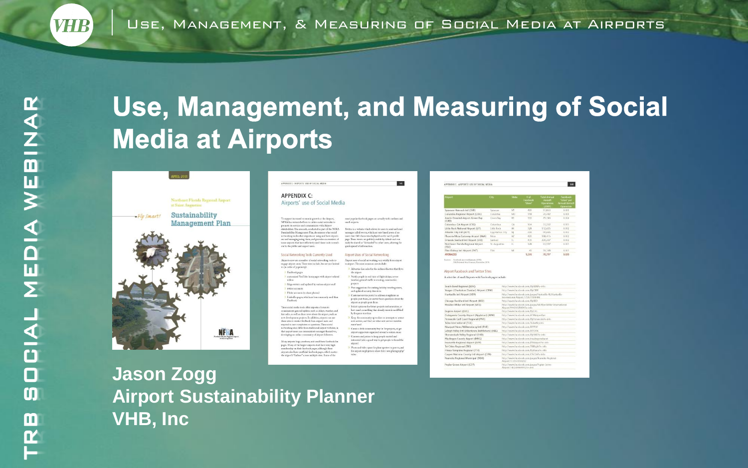# Use, Management, and Measuring of Social Media at Airports

**Jason Zogg**
**Airport Sustainability Planner**
**VHB, Inc**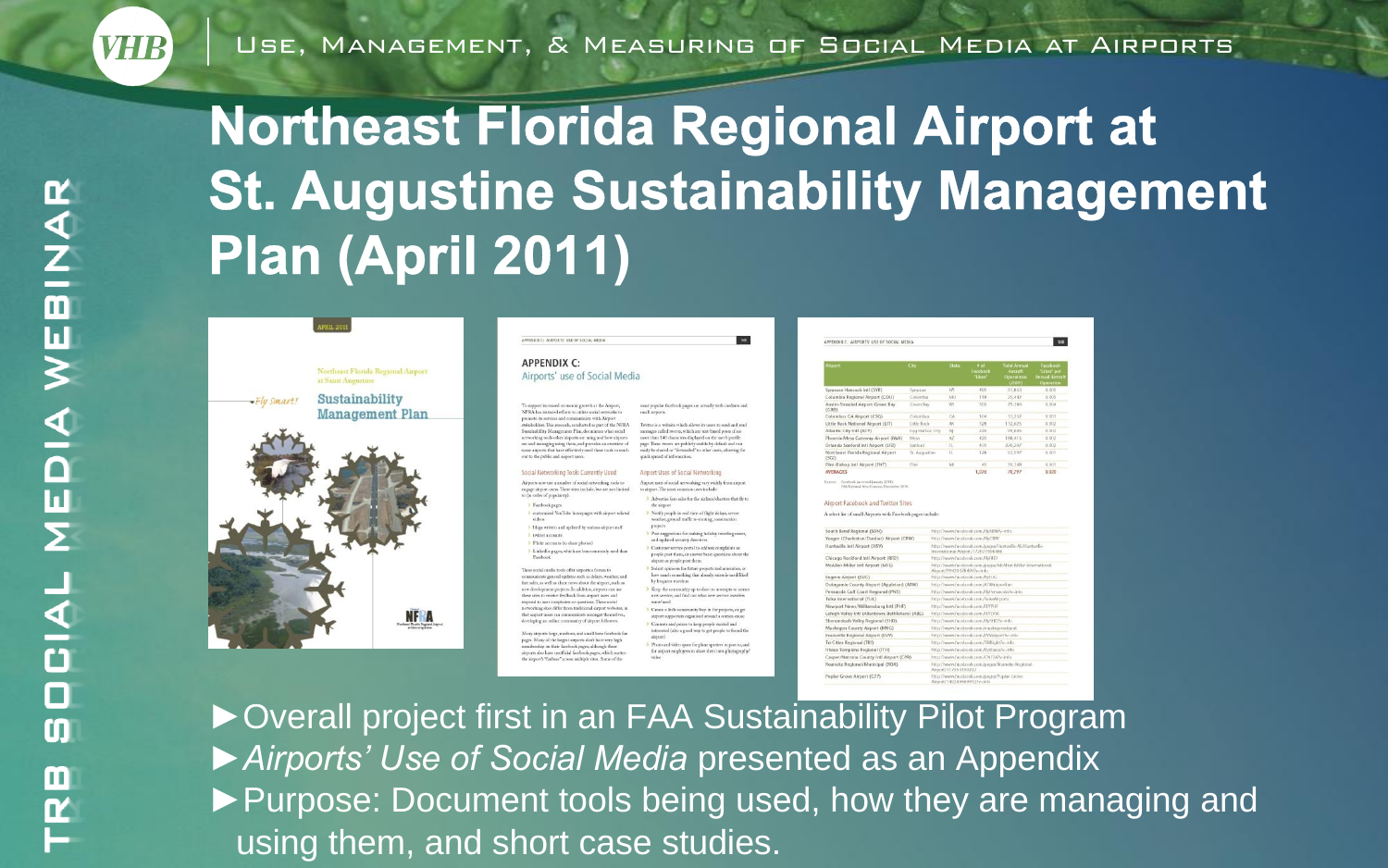# Northeast Florida Regional Airport at St. Augustine Sustainability Management Plan (April 2011)

- ►Overall project first in an FAA Sustainability Pilot Program
- ►*Airports' Use of Social Media* presented as an Appendix
- ►Purpose: Document tools being used, how they are managing and using them, and short case studies.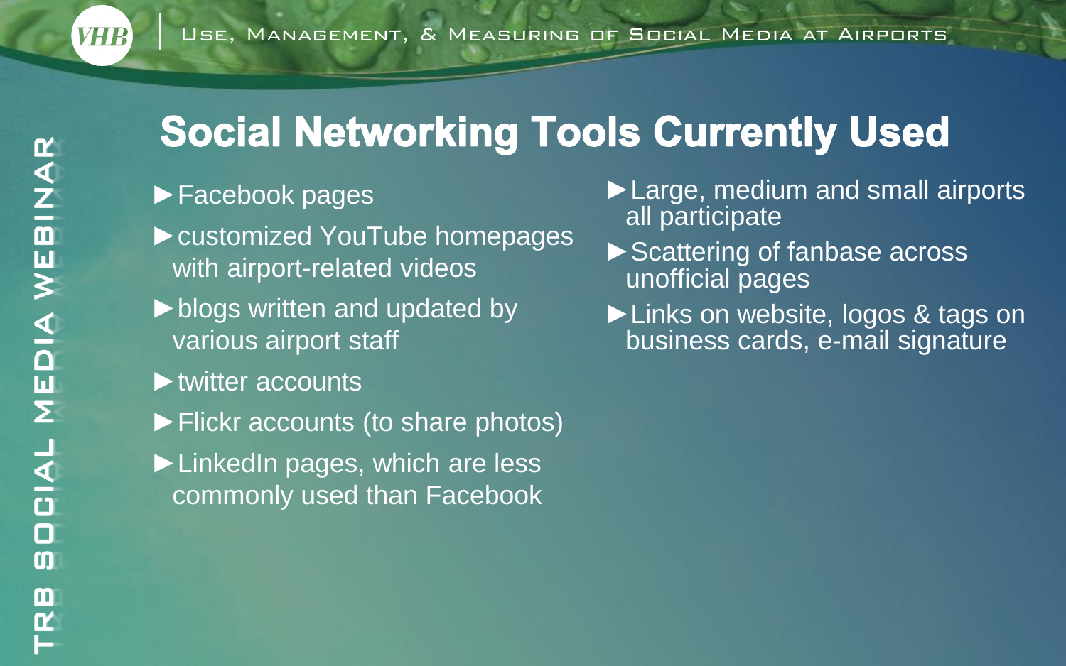# Social Networking Tools Currently Used

- Facebook pages
- customized YouTube homepages with airport-related videos
- blogs written and updated by various airport staff
- twitter accounts
- Flickr accounts (to share photos)
- LinkedIn pages, which are less commonly used than Facebook
- Large, medium and small airports all participate
- Scattering of fanbase across unofficial pages
- Links on website, logos & tags on business cards, e-mail signature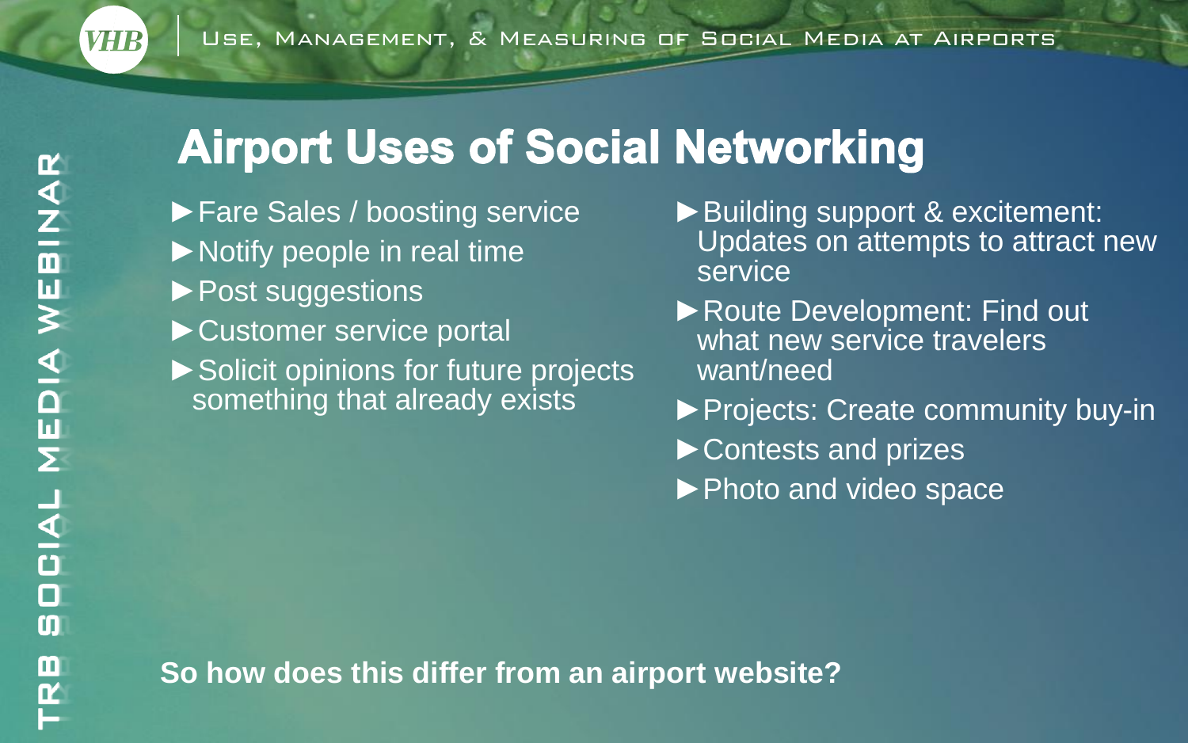# Airport Uses of Social Networking

- Fare Sales / boosting service
- Notify people in real time
- Post suggestions
- Customer service portal
- Solicit opinions for future projects something that already exists
- Building support & excitement: Updates on attempts to attract new service
- Route Development: Find out what new service travelers want/need
- Projects: Create community buy-in
- Contests and prizes
- Photo and video space

**So how does this differ from an airport website?**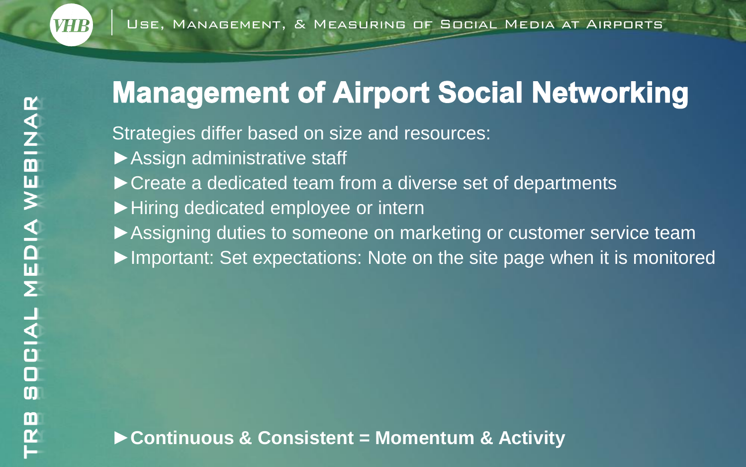# Management of Airport Social Networking

Strategies differ based on size and resources:

- ►Assign administrative staff
- ►Create a dedicated team from a diverse set of departments
- ►Hiring dedicated employee or intern
- ►Assigning duties to someone on marketing or customer service team
- ►Important: Set expectations: Note on the site page when it is monitored

**►Continuous & Consistent = Momentum & Activity**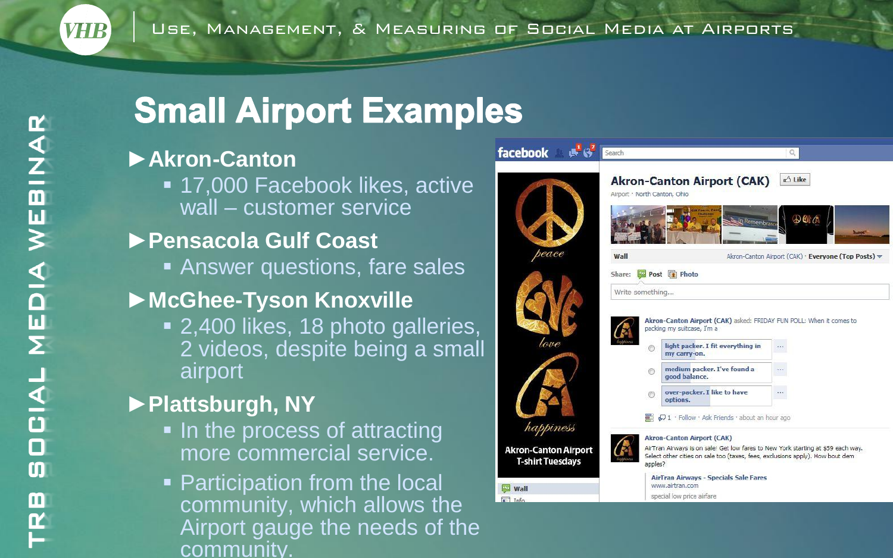# Small Airport Examples

- **Akron-Canton**
  - 17,000 Facebook likes, active wall – customer service
- **Pensacola Gulf Coast**
  - Answer questions, fare sales
- **McGhee-Tyson Knoxville**
  - 2,400 likes, 18 photo galleries, 2 videos, despite being a small airport
- **Plattsburgh, NY**
  - In the process of attracting more commercial service.
  - Participation from the local community, which allows the Airport gauge the needs of the community.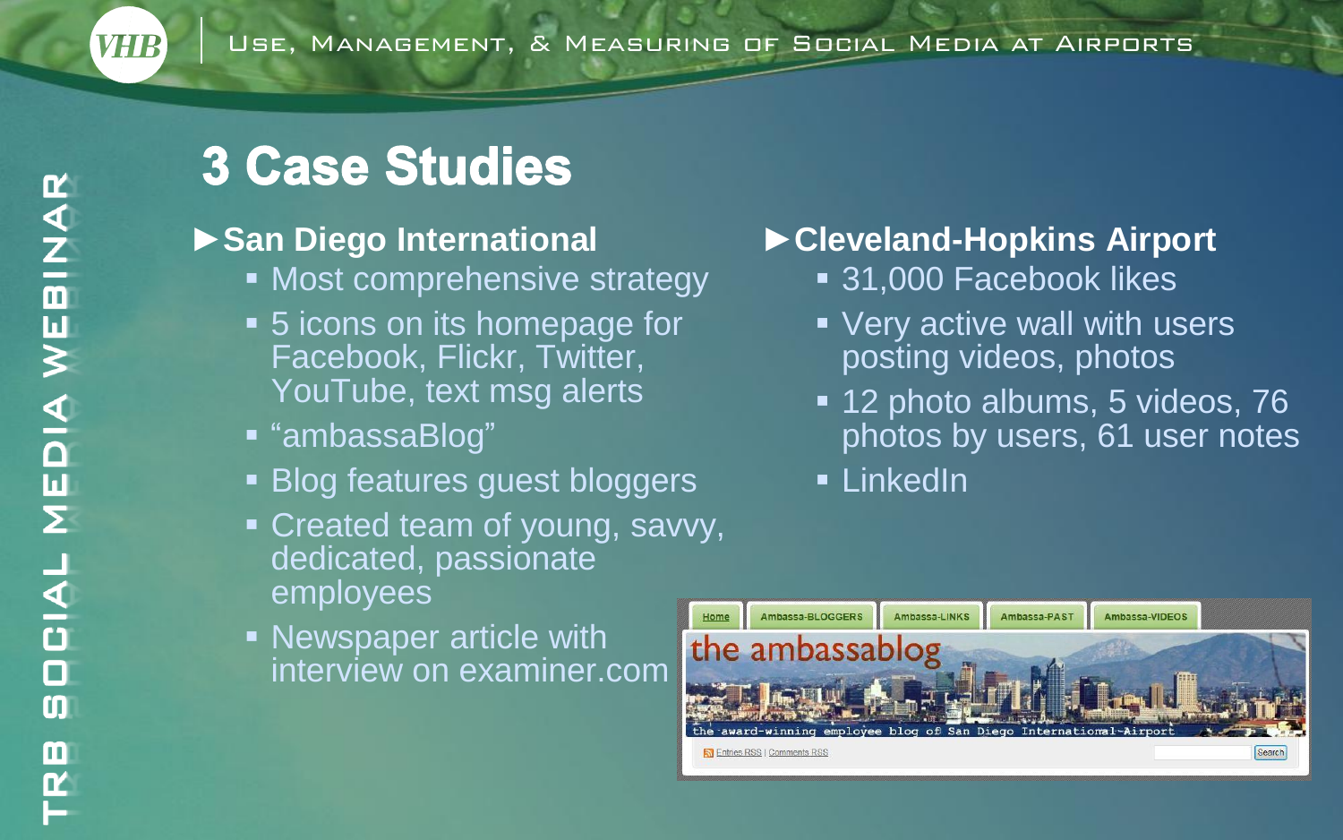# 3 Case Studies

- **San Diego International**
  - Most comprehensive strategy
  - 5 icons on its homepage for Facebook, Flickr, Twitter, YouTube, text msg alerts
  - "ambassaBlog"
  - Blog features guest bloggers
  - Created team of young, savvy, dedicated, passionate employees
  - Newspaper article with interview on examiner.com

- **Cleveland-Hopkins Airport**
  - 31,000 Facebook likes
  - Very active wall with users posting videos, photos
  - 12 photo albums, 5 videos, 76 photos by users, 61 user notes
  - LinkedIn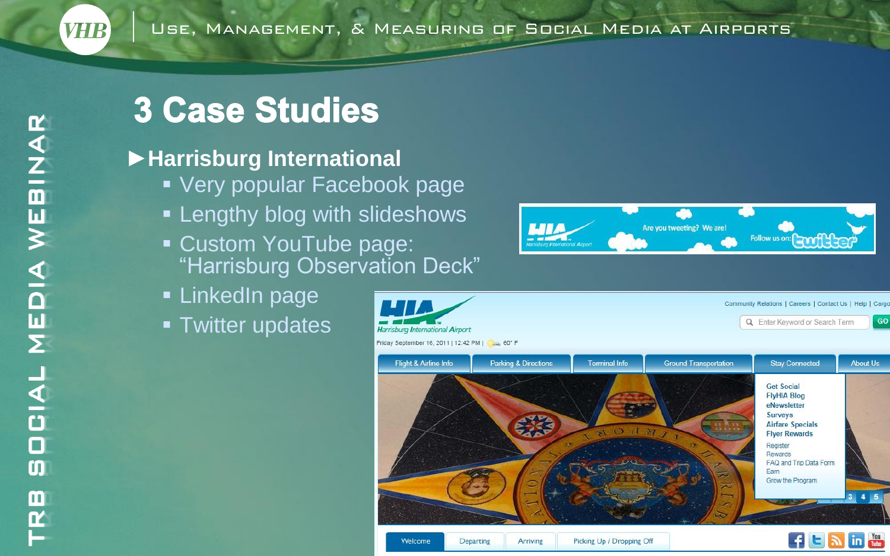# 3 Case Studies

## ► Harrisburg International

- Very popular Facebook page
- Lengthy blog with slideshows
- Custom YouTube page: "Harrisburg Observation Deck"
- LinkedIn page
- Twitter updates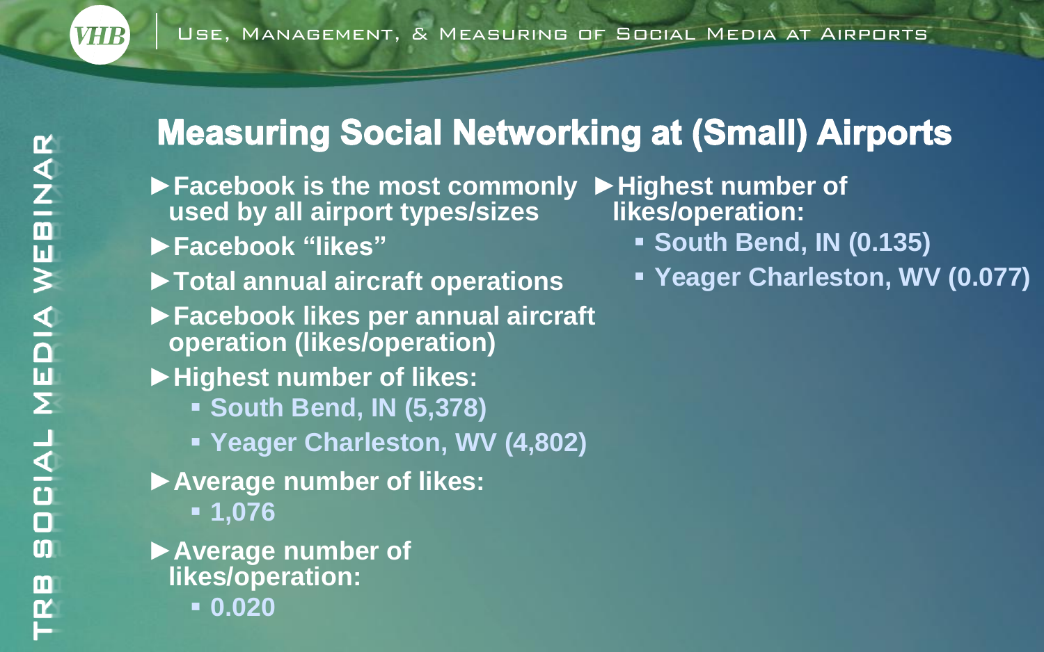# Measuring Social Networking at (Small) Airports

- Facebook is the most commonly used by all airport types/sizes
- Facebook "likes"
- Total annual aircraft operations
- Facebook likes per annual aircraft operation (likes/operation)
- Highest number of likes:
  - South Bend, IN (5,378)
  - Yeager Charleston, WV (4,802)
- Average number of likes:
  - 1,076
- Average number of likes/operation:
  - 0.020
- Highest number of likes/operation:
  - South Bend, IN (0.135)
  - Yeager Charleston, WV (0.077)